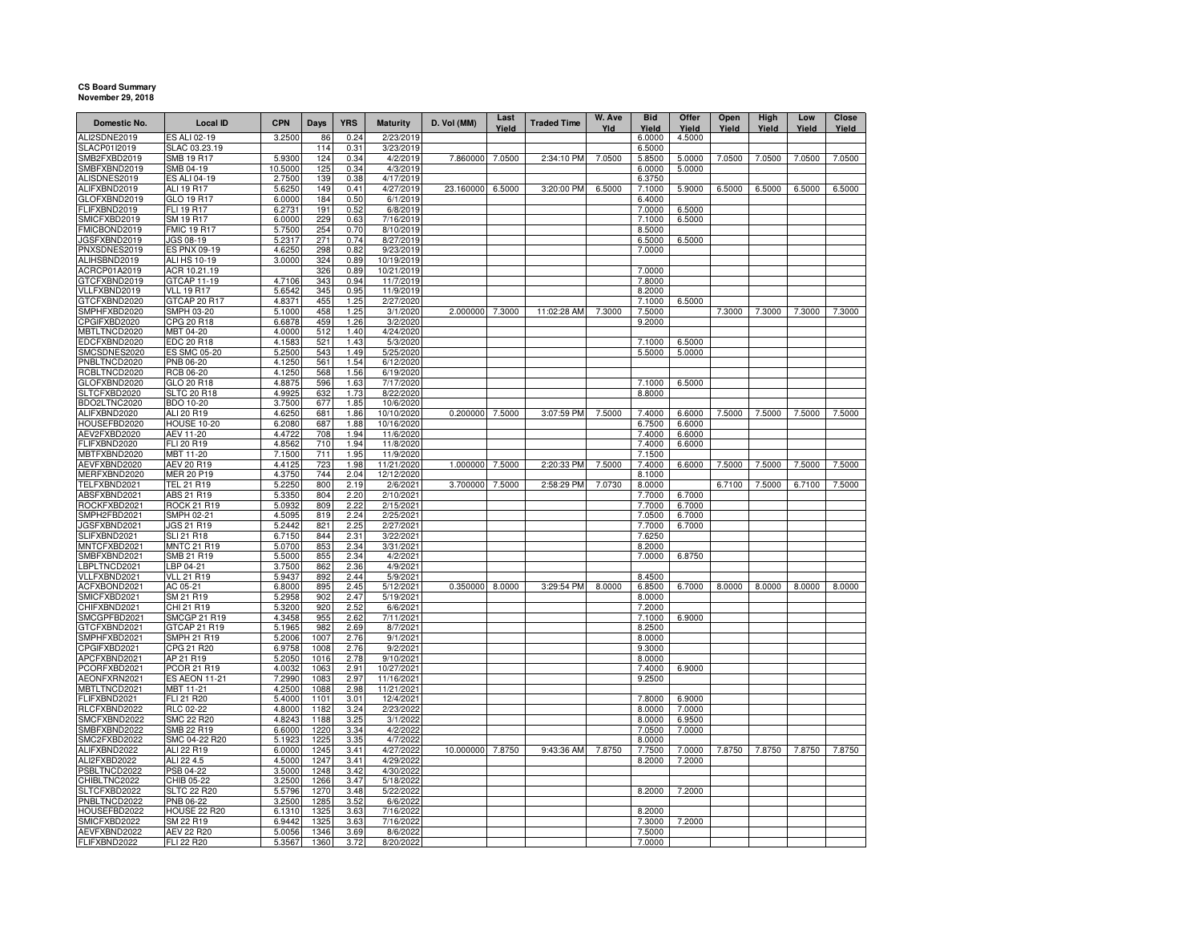**CS Board Summary**
**November 29, 2018**

| Domestic No. | Local ID | CPN | Days | YRS | Maturity | D. Vol (MM) | Last Yield | Traded Time | W. Ave Yld | Bid Yield | Offer Yield | Open Yield | High Yield | Low Yield | Close Yield |
|---|---|---|---|---|---|---|---|---|---|---|---|---|---|---|---|
| ALI2SDNE2019 | ES ALI 02-19 | 3.2500 | 86 | 0.24 | 2/23/2019 | | | | | 6.0000 | 4.5000 | | | | |
| SLACP01I2019 | SLAC 03.23.19 | | 114 | 0.31 | 3/23/2019 | | | | | 6.5000 | | | | | |
| SMB2FXBD2019 | SMB 19 R17 | 5.9300 | 124 | 0.34 | 4/2/2019 | 7.860000 | 7.0500 | 2:34:10 PM | 7.0500 | 5.8500 | 5.0000 | 7.0500 | 7.0500 | 7.0500 | 7.0500 |
| SMBFXBND2019 | SMB 04-19 | 10.5000 | 125 | 0.34 | 4/3/2019 | | | | | 6.0000 | 5.0000 | | | | |
| ALISDNES2019 | ES ALI 04-19 | 2.7500 | 139 | 0.38 | 4/17/2019 | | | | | 6.3750 | | | | | |
| ALIFXBND2019 | ALI 19 R17 | 5.6250 | 149 | 0.41 | 4/27/2019 | 23.160000 | 6.5000 | 3:20:00 PM | 6.5000 | 7.1000 | 5.9000 | 6.5000 | 6.5000 | 6.5000 | 6.5000 |
| GLOFXBND2019 | GLO 19 R17 | 6.0000 | 184 | 0.50 | 6/1/2019 | | | | | 6.4000 | | | | | |
| FLIFXBND2019 | FLI 19 R17 | 6.2731 | 191 | 0.52 | 6/8/2019 | | | | | 7.0000 | 6.5000 | | | | |
| SMICFXBD2019 | SM 19 R17 | 6.0000 | 229 | 0.63 | 7/16/2019 | | | | | 7.1000 | 6.5000 | | | | |
| FMICBOND2019 | FMIC 19 R17 | 5.7500 | 254 | 0.70 | 8/10/2019 | | | | | 8.5000 | | | | | |
| JGSFXBND2019 | JGS 08-19 | 5.2317 | 271 | 0.74 | 8/27/2019 | | | | | 6.5000 | 6.5000 | | | | |
| PNXSDNES2019 | ES PNX 09-19 | 4.6250 | 298 | 0.82 | 9/23/2019 | | | | | 7.0000 | | | | | |
| ALIHSBND2019 | ALI HS 10-19 | 3.0000 | 324 | 0.89 | 10/19/2019 | | | | | | | | | | |
| ACRCP01A2019 | ACR 10.21.19 | | 326 | 0.89 | 10/21/2019 | | | | | 7.0000 | | | | | |
| GTCFXBND2019 | GTCAP 11-19 | 4.7106 | 343 | 0.94 | 11/7/2019 | | | | | 7.8000 | | | | | |
| VLLFXBND2019 | VLL 19 R17 | 5.6542 | 345 | 0.95 | 11/9/2019 | | | | | 8.2000 | | | | | |
| GTCFXBND2020 | GTCAP 20 R17 | 4.8371 | 455 | 1.25 | 2/27/2020 | | | | | 7.1000 | 6.5000 | | | | |
| SMPHFXBD2020 | SMPH 03-20 | 5.1000 | 458 | 1.25 | 3/1/2020 | 2.000000 | 7.3000 | 11:02:28 AM | 7.3000 | 7.5000 | | 7.3000 | 7.3000 | 7.3000 | 7.3000 |
| CPGIFXBD2020 | CPG 20 R18 | 6.6878 | 459 | 1.26 | 3/2/2020 | | | | | 9.2000 | | | | | |
| MBTLTNCD2020 | MBT 04-20 | 4.0000 | 512 | 1.40 | 4/24/2020 | | | | | | | | | | |
| EDCFXBND2020 | EDC 20 R18 | 4.1583 | 521 | 1.43 | 5/3/2020 | | | | | 7.1000 | 6.5000 | | | | |
| SMCSDNES2020 | ES SMC 05-20 | 5.2500 | 543 | 1.49 | 5/25/2020 | | | | | 5.5000 | 5.0000 | | | | |
| PNBLTNCD2020 | PNB 06-20 | 4.1250 | 561 | 1.54 | 6/12/2020 | | | | | | | | | | |
| RCBLTNCD2020 | RCB 06-20 | 4.1250 | 568 | 1.56 | 6/19/2020 | | | | | | | | | | |
| GLOFXBND2020 | GLO 20 R18 | 4.8875 | 596 | 1.63 | 7/17/2020 | | | | | 7.1000 | 6.5000 | | | | |
| SLTCFXBD2020 | SLTC 20 R18 | 4.9925 | 632 | 1.73 | 8/22/2020 | | | | | 8.8000 | | | | | |
| BDO2LTNC2020 | BDO 10-20 | 3.7500 | 677 | 1.85 | 10/6/2020 | | | | | | | | | | |
| ALIFXBND2020 | ALI 20 R19 | 4.6250 | 681 | 1.86 | 10/10/2020 | 0.200000 | 7.5000 | 3:07:59 PM | 7.5000 | 7.4000 | 6.6000 | 7.5000 | 7.5000 | 7.5000 | 7.5000 |
| HOUSEFBD2020 | HOUSE 10-20 | 6.2080 | 687 | 1.88 | 10/16/2020 | | | | | 6.7500 | 6.6000 | | | | |
| AEV2FXBD2020 | AEV 11-20 | 4.4722 | 708 | 1.94 | 11/6/2020 | | | | | 7.4000 | 6.6000 | | | | |
| FLIFXBND2020 | FLI 20 R19 | 4.8562 | 710 | 1.94 | 11/8/2020 | | | | | 7.4000 | 6.6000 | | | | |
| MBTFXBND2020 | MBT 11-20 | 7.1500 | 711 | 1.95 | 11/9/2020 | | | | | 7.1500 | | | | | |
| AEVFXBND2020 | AEV 20 R19 | 4.4125 | 723 | 1.98 | 11/21/2020 | 1.000000 | 7.5000 | 2:20:33 PM | 7.5000 | 7.4000 | 6.6000 | 7.5000 | 7.5000 | 7.5000 | 7.5000 |
| MERFXBND2020 | MER 20 P19 | 4.3750 | 744 | 2.04 | 12/12/2020 | | | | | 8.1000 | | | | | |
| TELFXBND2021 | TEL 21 R19 | 5.2250 | 800 | 2.19 | 2/6/2021 | 3.700000 | 7.5000 | 2:58:29 PM | 7.0730 | 8.0000 | | 6.7100 | 7.5000 | 6.7100 | 7.5000 |
| ABSFXBND2021 | ABS 21 R19 | 5.3350 | 804 | 2.20 | 2/10/2021 | | | | | 7.7000 | 6.7000 | | | | |
| ROCKFXBD2021 | ROCK 21 R19 | 5.0932 | 809 | 2.22 | 2/15/2021 | | | | | 7.7000 | 6.7000 | | | | |
| SMPH2FBD2021 | SMPH 02-21 | 4.5095 | 819 | 2.24 | 2/25/2021 | | | | | 7.0500 | 6.7000 | | | | |
| JGSFXBND2021 | JGS 21 R19 | 5.2442 | 821 | 2.25 | 2/27/2021 | | | | | 7.7000 | 6.7000 | | | | |
| SLIFXBND2021 | SLI 21 R18 | 6.7150 | 844 | 2.31 | 3/22/2021 | | | | | 7.6250 | | | | | |
| MNTCFXBD2021 | MNTC 21 R19 | 5.0700 | 853 | 2.34 | 3/31/2021 | | | | | 8.2000 | | | | | |
| SMBFXBND2021 | SMB 21 R19 | 5.5000 | 855 | 2.34 | 4/2/2021 | | | | | 7.0000 | 6.8750 | | | | |
| LBPLTNCD2021 | LBP 04-21 | 3.7500 | 862 | 2.36 | 4/9/2021 | | | | | | | | | | |
| VLLFXBND2021 | VLL 21 R19 | 5.9437 | 892 | 2.44 | 5/9/2021 | | | | | 8.4500 | | | | | |
| ACFXBOND2021 | AC 05-21 | 6.8000 | 895 | 2.45 | 5/12/2021 | 0.350000 | 8.0000 | 3:29:54 PM | 8.0000 | 6.8500 | 6.7000 | 8.0000 | 8.0000 | 8.0000 | 8.0000 |
| SMICFXBD2021 | SM 21 R19 | 5.2958 | 902 | 2.47 | 5/19/2021 | | | | | 8.0000 | | | | | |
| CHIFXBND2021 | CHI 21 R19 | 5.3200 | 920 | 2.52 | 6/6/2021 | | | | | 7.2000 | | | | | |
| SMCGPFBD2021 | SMCGP 21 R19 | 4.3458 | 955 | 2.62 | 7/11/2021 | | | | | 7.1000 | 6.9000 | | | | |
| GTCFXBND2021 | GTCAP 21 R19 | 5.1965 | 982 | 2.69 | 8/7/2021 | | | | | 8.2500 | | | | | |
| SMPHFXBD2021 | SMPH 21 R19 | 5.2006 | 1007 | 2.76 | 9/1/2021 | | | | | 8.0000 | | | | | |
| CPGIFXBD2021 | CPG 21 R20 | 6.9758 | 1008 | 2.76 | 9/2/2021 | | | | | 9.3000 | | | | | |
| APCFXBND2021 | AP 21 R19 | 5.2050 | 1016 | 2.78 | 9/10/2021 | | | | | 8.0000 | | | | | |
| PCORFXBD2021 | PCOR 21 R19 | 4.0032 | 1063 | 2.91 | 10/27/2021 | | | | | 7.4000 | 6.9000 | | | | |
| AEONFXRN2021 | ES AEON 11-21 | 7.2990 | 1083 | 2.97 | 11/16/2021 | | | | | 9.2500 | | | | | |
| MBTLTNCD2021 | MBT 11-21 | 4.2500 | 1088 | 2.98 | 11/21/2021 | | | | | | | | | | |
| FLIFXBND2021 | FLI 21 R20 | 5.4000 | 1101 | 3.01 | 12/4/2021 | | | | | 7.8000 | 6.9000 | | | | |
| RLCFXBND2022 | RLC 02-22 | 4.8000 | 1182 | 3.24 | 2/23/2022 | | | | | 8.0000 | 7.0000 | | | | |
| SMCFXBND2022 | SMC 22 R20 | 4.8243 | 1188 | 3.25 | 3/1/2022 | | | | | 8.0000 | 6.9500 | | | | |
| SMBFXBND2022 | SMB 22 R19 | 6.6000 | 1220 | 3.34 | 4/2/2022 | | | | | 7.0500 | 7.0000 | | | | |
| SMC2FXBD2022 | SMC 04-22 R20 | 5.1923 | 1225 | 3.35 | 4/7/2022 | | | | | 8.0000 | | | | | |
| ALIFXBND2022 | ALI 22 R19 | 6.0000 | 1245 | 3.41 | 4/27/2022 | 10.000000 | 7.8750 | 9:43:36 AM | 7.8750 | 7.7500 | 7.0000 | 7.8750 | 7.8750 | 7.8750 | 7.8750 |
| ALI2FXBD2022 | ALI 22 4.5 | 4.5000 | 1247 | 3.41 | 4/29/2022 | | | | | 8.2000 | 7.2000 | | | | |
| PSBLTNCD2022 | PSB 04-22 | 3.5000 | 1248 | 3.42 | 4/30/2022 | | | | | | | | | | |
| CHIBLTNC2022 | CHIB 05-22 | 3.2500 | 1266 | 3.47 | 5/18/2022 | | | | | | | | | | |
| SLTCFXBD2022 | SLTC 22 R20 | 5.5796 | 1270 | 3.48 | 5/22/2022 | | | | | 8.2000 | 7.2000 | | | | |
| PNBLTNCD2022 | PNB 06-22 | 3.2500 | 1285 | 3.52 | 6/6/2022 | | | | | | | | | | |
| HOUSEFBD2022 | HOUSE 22 R20 | 6.1310 | 1325 | 3.63 | 7/16/2022 | | | | | 8.2000 | | | | | |
| SMICFXBD2022 | SM 22 R19 | 6.9442 | 1325 | 3.63 | 7/16/2022 | | | | | 7.3000 | 7.2000 | | | | |
| AEVFXBND2022 | AEV 22 R20 | 5.0056 | 1346 | 3.69 | 8/6/2022 | | | | | 7.5000 | | | | | |
| FLIFXBND2022 | FLI 22 R20 | 5.3567 | 1360 | 3.72 | 8/20/2022 | | | | | 7.0000 | | | | | |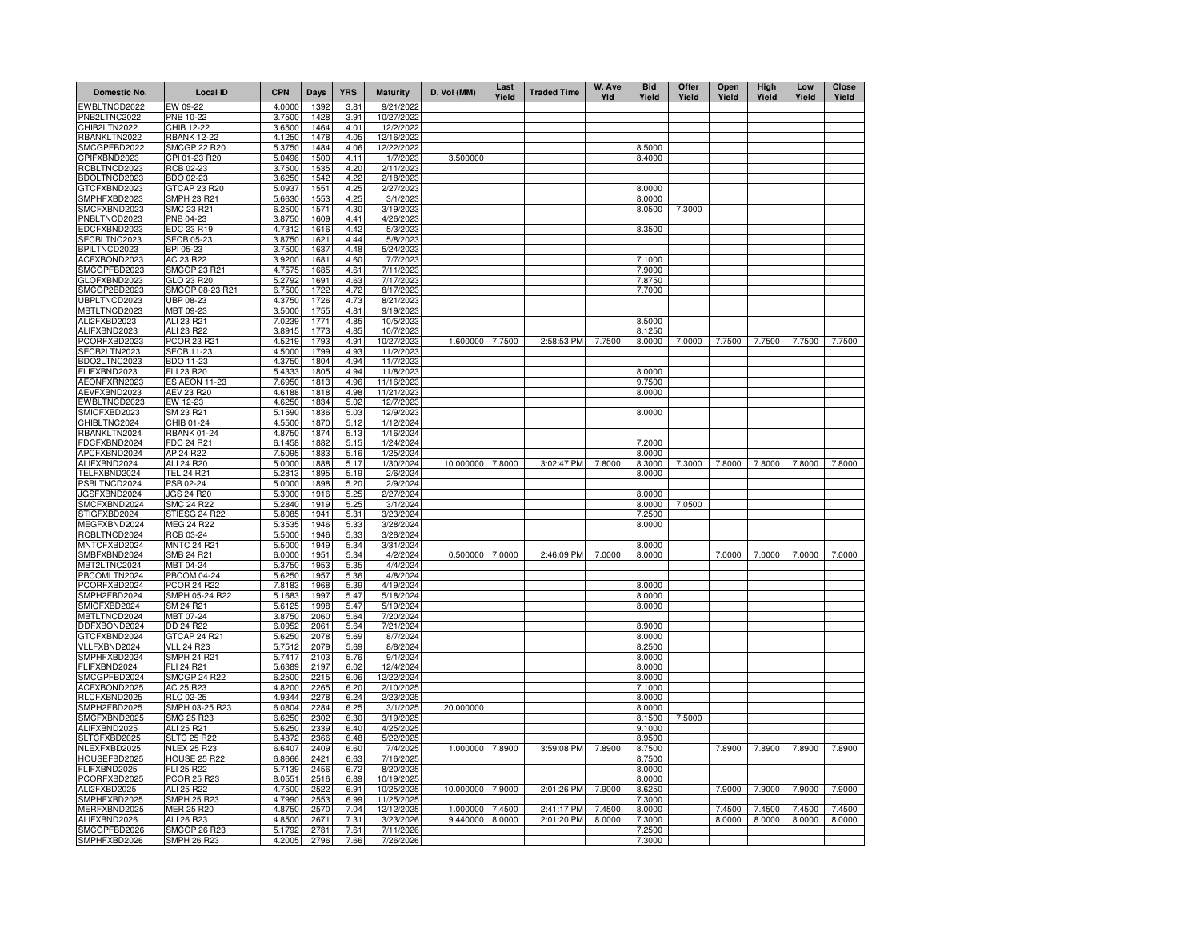| Domestic No. | Local ID | CPN | Days | YRS | Maturity | D. Vol (MM) | Last Yield | Traded Time | W. Ave Yld | Bid Yield | Offer Yield | Open Yield | High Yield | Low Yield | Close Yield |
|---|---|---|---|---|---|---|---|---|---|---|---|---|---|---|---|
| EWBLTNCD2022 | EW 09-22 | 4.0000 | 1392 | 3.81 | 9/21/2022 | | | | | | | | | | |
| PNB2LTNC2022 | PNB 10-22 | 3.7500 | 1428 | 3.91 | 10/27/2022 | | | | | | | | | | |
| CHIB2LTN2022 | CHIB 12-22 | 3.6500 | 1464 | 4.01 | 12/2/2022 | | | | | | | | | | |
| RBANKLTN2022 | RBANK 12-22 | 4.1250 | 1478 | 4.05 | 12/16/2022 | | | | | | | | | | |
| SMCGPFBD2022 | SMCGP 22 R20 | 5.3750 | 1484 | 4.06 | 12/22/2022 | | | | | 8.5000 | | | | | |
| CPIFXBND2023 | CPI 01-23 R20 | 5.0496 | 1500 | 4.11 | 1/7/2023 | 3.500000 | | | | 8.4000 | | | | | |
| RCBLTNCD2023 | RCB 02-23 | 3.7500 | 1535 | 4.20 | 2/11/2023 | | | | | | | | | | |
| BDOLTNCD2023 | BDO 02-23 | 3.6250 | 1542 | 4.22 | 2/18/2023 | | | | | | | | | | |
| GTCFXBND2023 | GTCAP 23 R20 | 5.0937 | 1551 | 4.25 | 2/27/2023 | | | | | 8.0000 | | | | | |
| SMPHFXBD2023 | SMPH 23 R21 | 5.6630 | 1553 | 4.25 | 3/1/2023 | | | | | 8.0000 | | | | | |
| SMCFXBND2023 | SMC 23 R21 | 6.2500 | 1571 | 4.30 | 3/19/2023 | | | | | 8.0500 | 7.3000 | | | | |
| PNBLTNCD2023 | PNB 04-23 | 3.8750 | 1609 | 4.41 | 4/26/2023 | | | | | | | | | | |
| EDCFXBND2023 | EDC 23 R19 | 4.7312 | 1616 | 4.42 | 5/3/2023 | | | | | 8.3500 | | | | | |
| SECBLTNC2023 | SECB 05-23 | 3.8750 | 1621 | 4.44 | 5/8/2023 | | | | | | | | | | |
| BPILTNCD2023 | BPI 05-23 | 3.7500 | 1637 | 4.48 | 5/24/2023 | | | | | | | | | | |
| ACFXBOND2023 | AC 23 R22 | 3.9200 | 1681 | 4.60 | 7/7/2023 | | | | | 7.1000 | | | | | |
| SMCGPFBD2023 | SMCGP 23 R21 | 4.7575 | 1685 | 4.61 | 7/11/2023 | | | | | 7.9000 | | | | | |
| GLOFXBND2023 | GLO 23 R20 | 5.2792 | 1691 | 4.63 | 7/17/2023 | | | | | 7.8750 | | | | | |
| SMCGP2BD2023 | SMCGP 08-23 R21 | 6.7500 | 1722 | 4.72 | 8/17/2023 | | | | | 7.7000 | | | | | |
| UBPLTNCD2023 | UBP 08-23 | 4.3750 | 1726 | 4.73 | 8/21/2023 | | | | | | | | | | |
| MBTLTNCD2023 | MBT 09-23 | 3.5000 | 1755 | 4.81 | 9/19/2023 | | | | | | | | | | |
| ALI2FXBD2023 | ALI 23 R21 | 7.0239 | 1771 | 4.85 | 10/5/2023 | | | | | 8.5000 | | | | | |
| ALIFXBND2023 | ALI 23 R22 | 3.8915 | 1773 | 4.85 | 10/7/2023 | | | | | 8.1250 | | | | | |
| PCORFXBD2023 | PCOR 23 R21 | 4.5219 | 1793 | 4.91 | 10/27/2023 | 1.600000 | 7.7500 | 2:58:53 PM | 7.7500 | 8.0000 | 7.0000 | 7.7500 | 7.7500 | 7.7500 | 7.7500 |
| SECB2LTN2023 | SECB 11-23 | 4.5000 | 1799 | 4.93 | 11/2/2023 | | | | | | | | | | |
| BDO2LTNC2023 | BDO 11-23 | 4.3750 | 1804 | 4.94 | 11/7/2023 | | | | | | | | | | |
| FLIFXBND2023 | FLI 23 R20 | 5.4333 | 1805 | 4.94 | 11/8/2023 | | | | | 8.0000 | | | | | |
| AEONFXRN2023 | ES AEON 11-23 | 7.6950 | 1813 | 4.96 | 11/16/2023 | | | | | 9.7500 | | | | | |
| AEVFXBND2023 | AEV 23 R20 | 4.6188 | 1818 | 4.98 | 11/21/2023 | | | | | 8.0000 | | | | | |
| EWBLTNCD2023 | EW 12-23 | 4.6250 | 1834 | 5.02 | 12/7/2023 | | | | | | | | | | |
| SMICFXBD2023 | SM 23 R21 | 5.1590 | 1836 | 5.03 | 12/9/2023 | | | | | 8.0000 | | | | | |
| CHIBLTNC2024 | CHIB 01-24 | 4.5500 | 1870 | 5.12 | 1/12/2024 | | | | | | | | | | |
| RBANKLTN2024 | RBANK 01-24 | 4.8750 | 1874 | 5.13 | 1/16/2024 | | | | | | | | | | |
| FDCFXBND2024 | FDC 24 R21 | 6.1458 | 1882 | 5.15 | 1/24/2024 | | | | | 7.2000 | | | | | |
| APCFXBND2024 | AP 24 R22 | 7.5095 | 1883 | 5.16 | 1/25/2024 | | | | | 8.0000 | | | | | |
| ALIFXBND2024 | ALI 24 R20 | 5.0000 | 1888 | 5.17 | 1/30/2024 | 10.000000 | 7.8000 | 3:02:47 PM | 7.8000 | 8.3000 | 7.3000 | 7.8000 | 7.8000 | 7.8000 | 7.8000 |
| TELFXBND2024 | TEL 24 R21 | 5.2813 | 1895 | 5.19 | 2/6/2024 | | | | | 8.0000 | | | | | |
| PSBLTNCD2024 | PSB 02-24 | 5.0000 | 1898 | 5.20 | 2/9/2024 | | | | | | | | | | |
| JGSFXBND2024 | JGS 24 R20 | 5.3000 | 1916 | 5.25 | 2/27/2024 | | | | | 8.0000 | | | | | |
| SMCFXBND2024 | SMC 24 R22 | 5.2840 | 1919 | 5.25 | 3/1/2024 | | | | | 8.0000 | 7.0500 | | | | |
| STIGFXBD2024 | STIESG 24 R22 | 5.8085 | 1941 | 5.31 | 3/23/2024 | | | | | 7.2500 | | | | | |
| MEGFXBND2024 | MEG 24 R22 | 5.3535 | 1946 | 5.33 | 3/28/2024 | | | | | 8.0000 | | | | | |
| RCBLTNCD2024 | RCB 03-24 | 5.5000 | 1946 | 5.33 | 3/28/2024 | | | | | | | | | | |
| MNTCFXBD2024 | MNTC 24 R21 | 5.5000 | 1949 | 5.34 | 3/31/2024 | | | | | 8.0000 | | | | | |
| SMBFXBND2024 | SMB 24 R21 | 6.0000 | 1951 | 5.34 | 4/2/2024 | 0.500000 | 7.0000 | 2:46:09 PM | 7.0000 | 8.0000 | | 7.0000 | 7.0000 | 7.0000 | 7.0000 |
| MBT2LTNC2024 | MBT 04-24 | 5.3750 | 1953 | 5.35 | 4/4/2024 | | | | | | | | | | |
| PBCOMLTN2024 | PBCOM 04-24 | 5.6250 | 1957 | 5.36 | 4/8/2024 | | | | | | | | | | |
| PCORFXBD2024 | PCOR 24 R22 | 7.8183 | 1968 | 5.39 | 4/19/2024 | | | | | 8.0000 | | | | | |
| SMPH2FBD2024 | SMPH 05-24 R22 | 5.1683 | 1997 | 5.47 | 5/18/2024 | | | | | 8.0000 | | | | | |
| SMICFXBD2024 | SM 24 R21 | 5.6125 | 1998 | 5.47 | 5/19/2024 | | | | | 8.0000 | | | | | |
| MBTLTNCD2024 | MBT 07-24 | 3.8750 | 2060 | 5.64 | 7/20/2024 | | | | | | | | | | |
| DDFXBOND2024 | DD 24 R22 | 6.0952 | 2061 | 5.64 | 7/21/2024 | | | | | 8.9000 | | | | | |
| GTCFXBND2024 | GTCAP 24 R21 | 5.6250 | 2078 | 5.69 | 8/7/2024 | | | | | 8.0000 | | | | | |
| VLLFXBND2024 | VLL 24 R23 | 5.7512 | 2079 | 5.69 | 8/8/2024 | | | | | 8.2500 | | | | | |
| SMPHFXBD2024 | SMPH 24 R21 | 5.7417 | 2103 | 5.76 | 9/1/2024 | | | | | 8.0000 | | | | | |
| FLIFXBND2024 | FLI 24 R21 | 5.6389 | 2197 | 6.02 | 12/4/2024 | | | | | 8.0000 | | | | | |
| SMCGPFBD2024 | SMCGP 24 R22 | 6.2500 | 2215 | 6.06 | 12/22/2024 | | | | | 8.0000 | | | | | |
| ACFXBOND2025 | AC 25 R23 | 4.8200 | 2265 | 6.20 | 2/10/2025 | | | | | 7.1000 | | | | | |
| RLCFXBND2025 | RLC 02-25 | 4.9344 | 2278 | 6.24 | 2/23/2025 | | | | | 8.0000 | | | | | |
| SMPH2FBD2025 | SMPH 03-25 R23 | 6.0804 | 2284 | 6.25 | 3/1/2025 | 20.000000 | | | | 8.0000 | | | | | |
| SMCFXBND2025 | SMC 25 R23 | 6.6250 | 2302 | 6.30 | 3/19/2025 | | | | | 8.1500 | 7.5000 | | | | |
| ALIFXBND2025 | ALI 25 R21 | 5.6250 | 2339 | 6.40 | 4/25/2025 | | | | | 9.1000 | | | | | |
| SLTCFXBD2025 | SLTC 25 R22 | 6.4872 | 2366 | 6.48 | 5/22/2025 | | | | | 8.9500 | | | | | |
| NLEXFXBD2025 | NLEX 25 R23 | 6.6407 | 2409 | 6.60 | 7/4/2025 | 1.000000 | 7.8900 | 3:59:08 PM | 7.8900 | 8.7500 | | 7.8900 | 7.8900 | 7.8900 | 7.8900 |
| HOUSEFBD2025 | HOUSE 25 R22 | 6.8666 | 2421 | 6.63 | 7/16/2025 | | | | | 8.7500 | | | | | |
| FLIFXBND2025 | FLI 25 R22 | 5.7139 | 2456 | 6.72 | 8/20/2025 | | | | | 8.0000 | | | | | |
| PCORFXBD2025 | PCOR 25 R23 | 8.0551 | 2516 | 6.89 | 10/19/2025 | | | | | 8.0000 | | | | | |
| ALI2FXBD2025 | ALI 25 R22 | 4.7500 | 2522 | 6.91 | 10/25/2025 | 10.000000 | 7.9000 | 2:01:26 PM | 7.9000 | 8.6250 | | 7.9000 | 7.9000 | 7.9000 | 7.9000 |
| SMPHFXBD2025 | SMPH 25 R23 | 4.7990 | 2553 | 6.99 | 11/25/2025 | | | | | 7.3000 | | | | | |
| MERFXBND2025 | MER 25 R20 | 4.8750 | 2570 | 7.04 | 12/12/2025 | 1.000000 | 7.4500 | 2:41:17 PM | 7.4500 | 8.0000 | | 7.4500 | 7.4500 | 7.4500 | 7.4500 |
| ALIFXBND2026 | ALI 26 R23 | 4.8500 | 2671 | 7.31 | 3/23/2026 | 9.440000 | 8.0000 | 2:01:20 PM | 8.0000 | 7.3000 | | 8.0000 | 8.0000 | 8.0000 | 8.0000 |
| SMCGPFBD2026 | SMCGP 26 R23 | 5.1792 | 2781 | 7.61 | 7/11/2026 | | | | | 7.2500 | | | | | |
| SMPHFXBD2026 | SMPH 26 R23 | 4.2005 | 2796 | 7.66 | 7/26/2026 | | | | | 7.3000 | | | | | |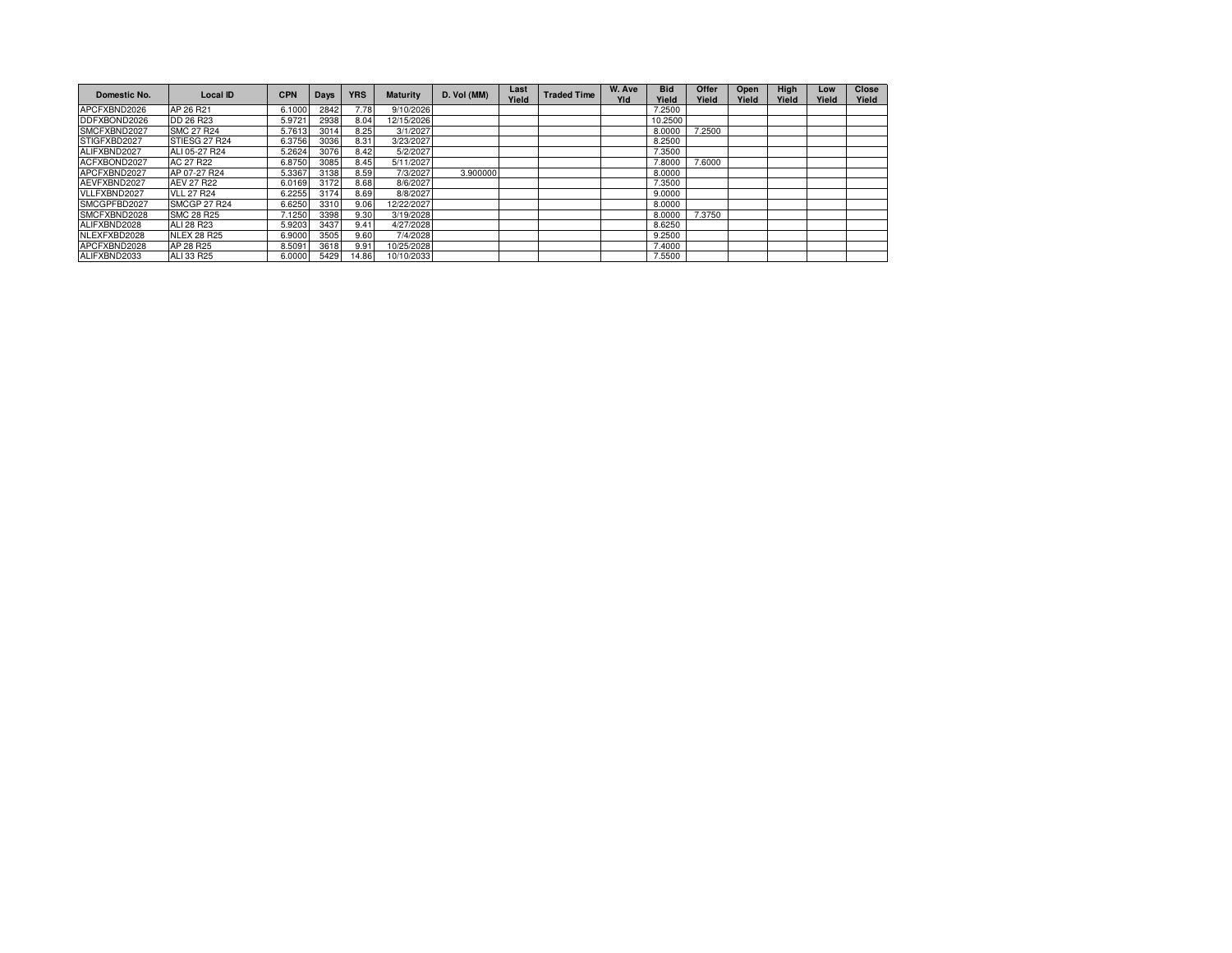| Domestic No. | Local ID | CPN | Days | YRS | Maturity | D. Vol (MM) | Last Yield | Traded Time | W. Ave Yld | Bid Yield | Offer Yield | Open Yield | High Yield | Low Yield | Close Yield |
|---|---|---|---|---|---|---|---|---|---|---|---|---|---|---|---|
| APCFXBND2026 | AP 26 R21 | 6.1000 | 2842 | 7.78 | 9/10/2026 | | | | | 7.2500 | | | | | |
| DDFXBOND2026 | DD 26 R23 | 5.9721 | 2938 | 8.04 | 12/15/2026 | | | | | 10.2500 | | | | | |
| SMCFXBND2027 | SMC 27 R24 | 5.7613 | 3014 | 8.25 | 3/1/2027 | | | | | 8.0000 | 7.2500 | | | | |
| STIGFXBD2027 | STIESG 27 R24 | 6.3756 | 3036 | 8.31 | 3/23/2027 | | | | | 8.2500 | | | | | |
| ALIFXBND2027 | ALI 05-27 R24 | 5.2624 | 3076 | 8.42 | 5/2/2027 | | | | | 7.3500 | | | | | |
| ACFXBOND2027 | AC 27 R22 | 6.8750 | 3085 | 8.45 | 5/11/2027 | | | | | 7.8000 | 7.6000 | | | | |
| APCFXBND2027 | AP 07-27 R24 | 5.3367 | 3138 | 8.59 | 7/3/2027 | 3.900000 | | | | 8.0000 | | | | | |
| AEVFXBND2027 | AEV 27 R22 | 6.0169 | 3172 | 8.68 | 8/6/2027 | | | | | 7.3500 | | | | | |
| VLLFXBND2027 | VLL 27 R24 | 6.2255 | 3174 | 8.69 | 8/8/2027 | | | | | 9.0000 | | | | | |
| SMCGPFBD2027 | SMCGP 27 R24 | 6.6250 | 3310 | 9.06 | 12/22/2027 | | | | | 8.0000 | | | | | |
| SMCFXBND2028 | SMC 28 R25 | 7.1250 | 3398 | 9.30 | 3/19/2028 | | | | | 8.0000 | 7.3750 | | | | |
| ALIFXBND2028 | ALI 28 R23 | 5.9203 | 3437 | 9.41 | 4/27/2028 | | | | | 8.6250 | | | | | |
| NLEXFXBD2028 | NLEX 28 R25 | 6.9000 | 3505 | 9.60 | 7/4/2028 | | | | | 9.2500 | | | | | |
| APCFXBND2028 | AP 28 R25 | 8.5091 | 3618 | 9.91 | 10/25/2028 | | | | | 7.4000 | | | | | |
| ALIFXBND2033 | ALI 33 R25 | 6.0000 | 5429 | 14.86 | 10/10/2033 | | | | | 7.5500 | | | | | |